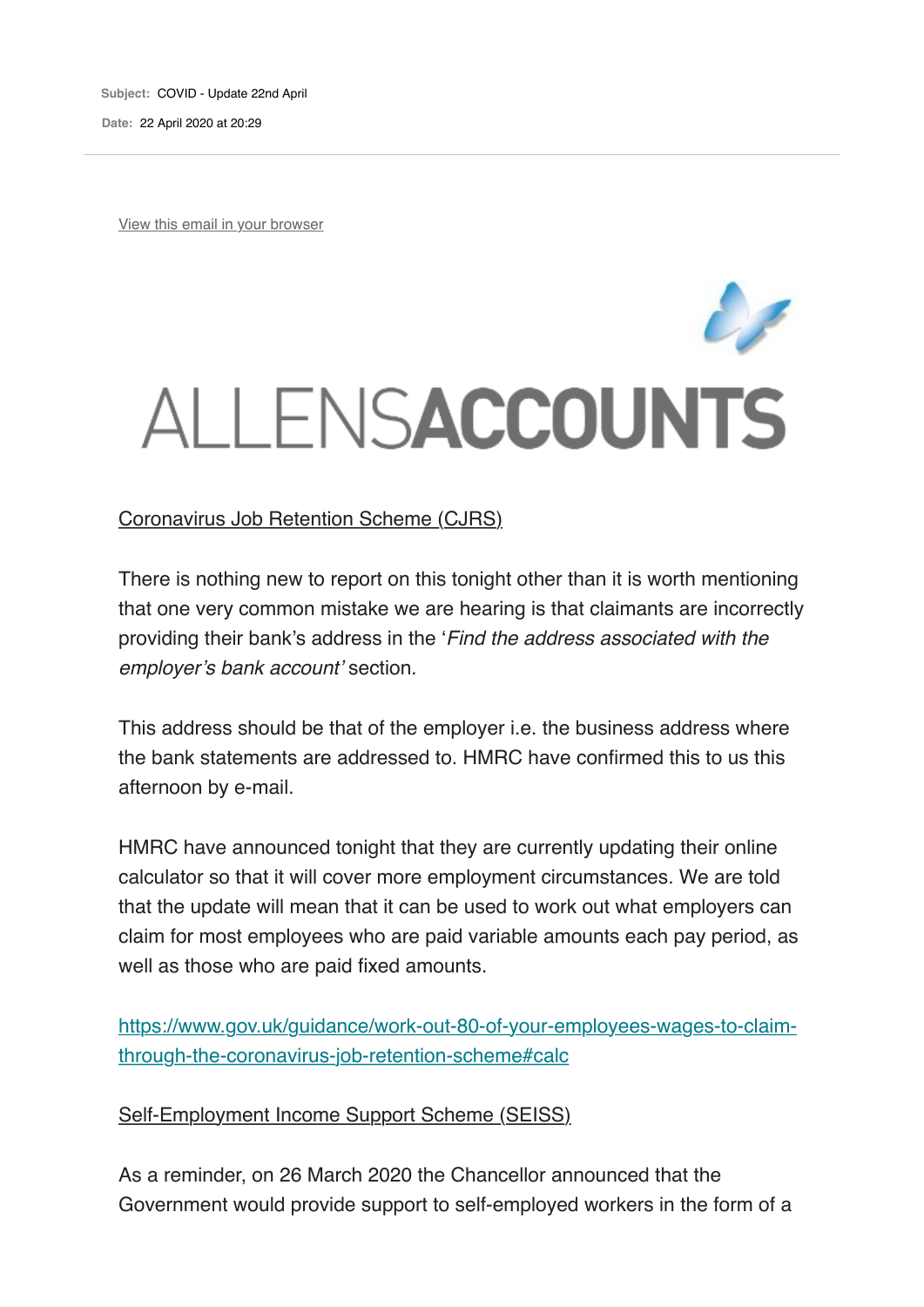**Subject:** COVID - Update 22nd April

**Date:** 22 April 2020 at 20:29

View this email in your browser

ALLENSACCOUNTS

## Coronavirus Job Retention Scheme (CJRS)

There is nothing new to report on this tonight other than it is worth mentioning that one very common mistake we are hearing is that claimants are incorrectly providing their bank's address in the '*Find the address associated with the employer's bank account*' section.

This address should be that of the employer i.e. the business address where the bank statements are addressed to. HMRC have confirmed this to us this afternoon by e-mail.

HMRC have announced tonight that they are currently updating their online calculator so that it will cover more employment circumstances. We are told that the update will mean that it can be used to work out what employers can claim for most employees who are paid variable amounts each pay period, as well as those who are paid fixed amounts.

https://www.gov.uk/guidance/work-out-80-of-your-employees-wages-to-claim-through-the-coronavirus-job-retention-scheme#calc

## Self-Employment Income Support Scheme (SEISS)

As a reminder, on 26 March 2020 the Chancellor announced that the Government would provide support to self-employed workers in the form of a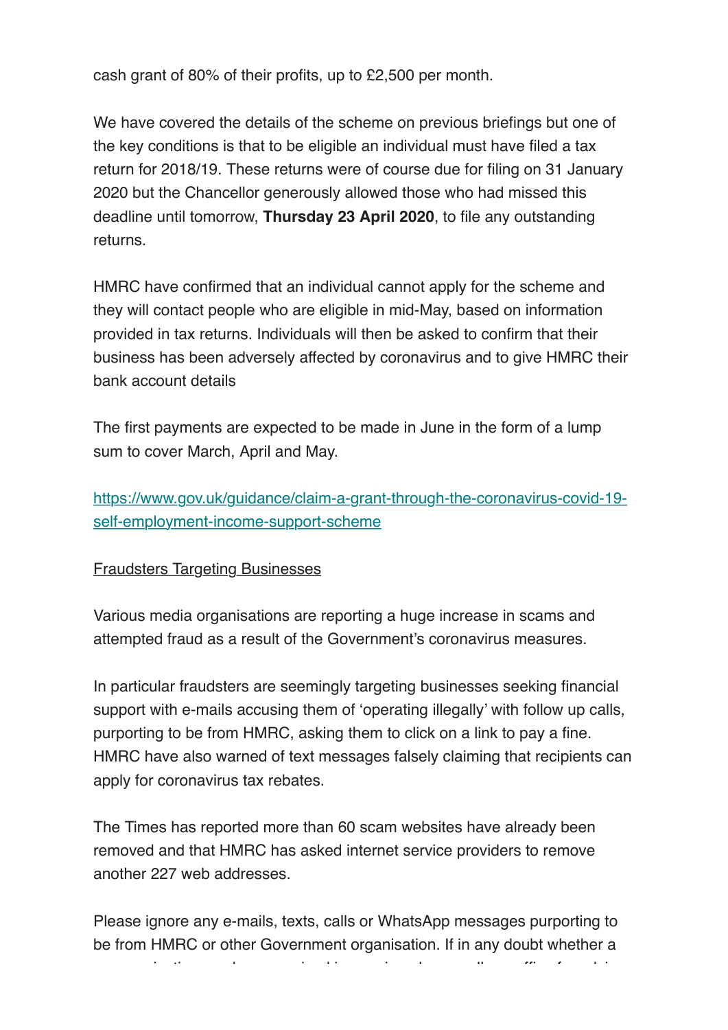cash grant of 80% of their profits, up to £2,500 per month.

We have covered the details of the scheme on previous briefings but one of the key conditions is that to be eligible an individual must have filed a tax return for 2018/19. These returns were of course due for filing on 31 January 2020 but the Chancellor generously allowed those who had missed this deadline until tomorrow, **Thursday 23 April 2020**, to file any outstanding returns.

HMRC have confirmed that an individual cannot apply for the scheme and they will contact people who are eligible in mid-May, based on information provided in tax returns. Individuals will then be asked to confirm that their business has been adversely affected by coronavirus and to give HMRC their bank account details

The first payments are expected to be made in June in the form of a lump sum to cover March, April and May.

[https://www.gov.uk/guidance/claim-a-grant-through-the-coronavirus-covid-19-self-employment-income-support-scheme](https://www.gov.uk/guidance/claim-a-grant-through-the-coronavirus-covid-19-self-employment-income-support-scheme)

<u>Fraudsters Targeting Businesses</u>

Various media organisations are reporting a huge increase in scams and attempted fraud as a result of the Government's coronavirus measures.

In particular fraudsters are seemingly targeting businesses seeking financial support with e-mails accusing them of 'operating illegally' with follow up calls, purporting to be from HMRC, asking them to click on a link to pay a fine. HMRC have also warned of text messages falsely claiming that recipients can apply for coronavirus tax rebates.

The Times has reported more than 60 scam websites have already been removed and that HMRC has asked internet service providers to remove another 227 web addresses.

Please ignore any e-mails, texts, calls or WhatsApp messages purporting to be from HMRC or other Government organisation. If in any doubt whether a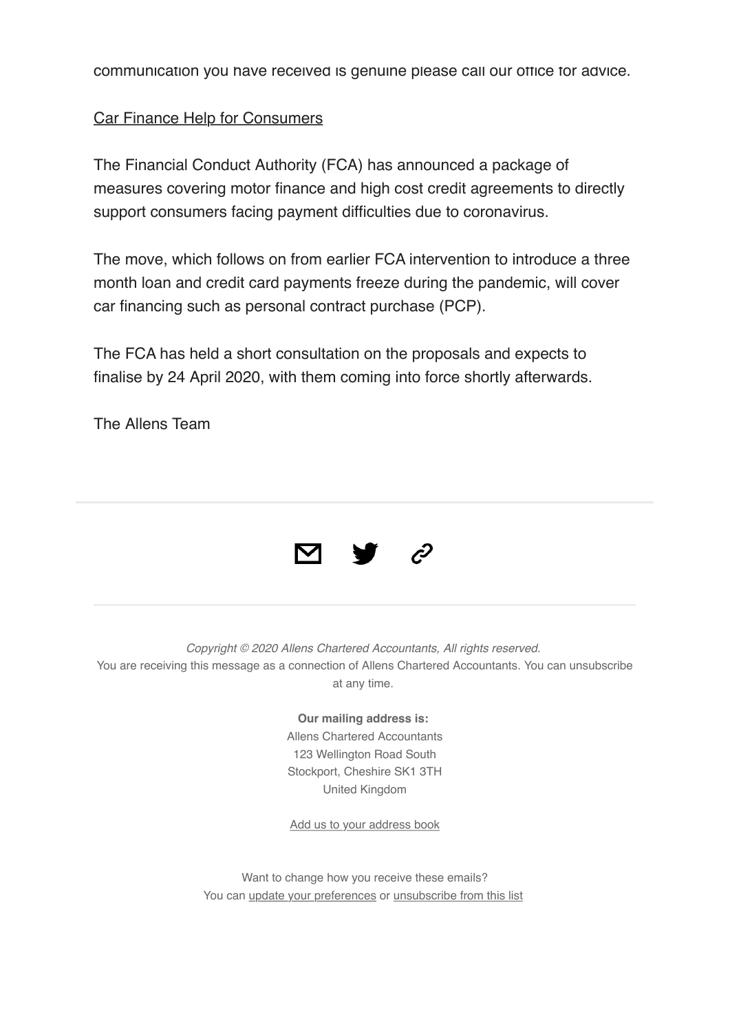communication you have received is genuine please call our office for advice.

Car Finance Help for Consumers

The Financial Conduct Authority (FCA) has announced a package of measures covering motor finance and high cost credit agreements to directly support consumers facing payment difficulties due to coronavirus.

The move, which follows on from earlier FCA intervention to introduce a three month loan and credit card payments freeze during the pandemic, will cover car financing such as personal contract purchase (PCP).

The FCA has held a short consultation on the proposals and expects to finalise by 24 April 2020, with them coming into force shortly afterwards.

The Allens Team

---

*Copyright © 2020 Allens Chartered Accountants, All rights reserved.*
You are receiving this message as a connection of Allens Chartered Accountants. You can unsubscribe at any time.

**Our mailing address is:**
Allens Chartered Accountants
123 Wellington Road South
Stockport, Cheshire SK1 3TH
United Kingdom

Add us to your address book

Want to change how you receive these emails?
You can update your preferences or unsubscribe from this list